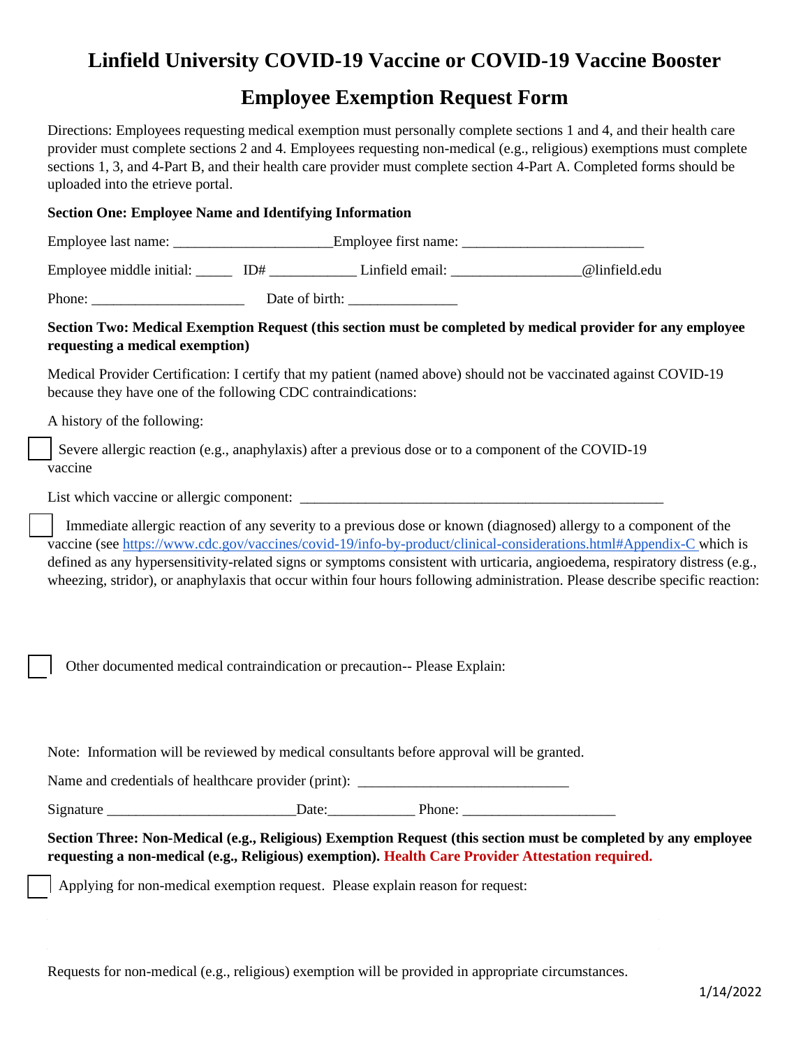# Linfield University COVID-19 Vaccine or COVID-19 Vaccine Booster

## Employee Exemption Request Form

Directions: Employees requesting medical exemption must personally complete sections 1 and 4, and their health care provider must complete sections 2 and 4. Employees requesting non-medical (e.g., religious) exemptions must complete sections 1, 3, and 4-Part B, and their health care provider must complete section 4-Part A. Completed forms should be uploaded into the etrieve portal.

**Section One: Employee Name and Identifying Information**

Employee last name: _____________________Employee first name: ________________________

Employee middle initial: _____ ID# ___________ Linfield email: _________________@linfield.edu

Phone: ____________________ Date of birth: ______________

**Section Two: Medical Exemption Request (this section must be completed by medical provider for any employee requesting a medical exemption)**

Medical Provider Certification: I certify that my patient (named above) should not be vaccinated against COVID-19 because they have one of the following CDC contraindications:

A history of the following:

☐ Severe allergic reaction (e.g., anaphylaxis) after a previous dose or to a component of the COVID-19 vaccine

List which vaccine or allergic component: ________________________________________________

☐ Immediate allergic reaction of any severity to a previous dose or known (diagnosed) allergy to a component of the vaccine (see https://www.cdc.gov/vaccines/covid-19/info-by-product/clinical-considerations.html#Appendix-C which is defined as any hypersensitivity-related signs or symptoms consistent with urticaria, angioedema, respiratory distress (e.g., wheezing, stridor), or anaphylaxis that occur within four hours following administration. Please describe specific reaction:

☐ Other documented medical contraindication or precaution-- Please Explain:

Note: Information will be reviewed by medical consultants before approval will be granted.

Name and credentials of healthcare provider (print): ____________________________

Signature _________________________Date:___________ Phone: ____________________

**Section Three: Non-Medical (e.g., Religious) Exemption Request (this section must be completed by any employee requesting a non-medical (e.g., Religious) exemption). Health Care Provider Attestation required.**

☐ Applying for non-medical exemption request. Please explain reason for request:

Requests for non-medical (e.g., religious) exemption will be provided in appropriate circumstances.

1/14/2022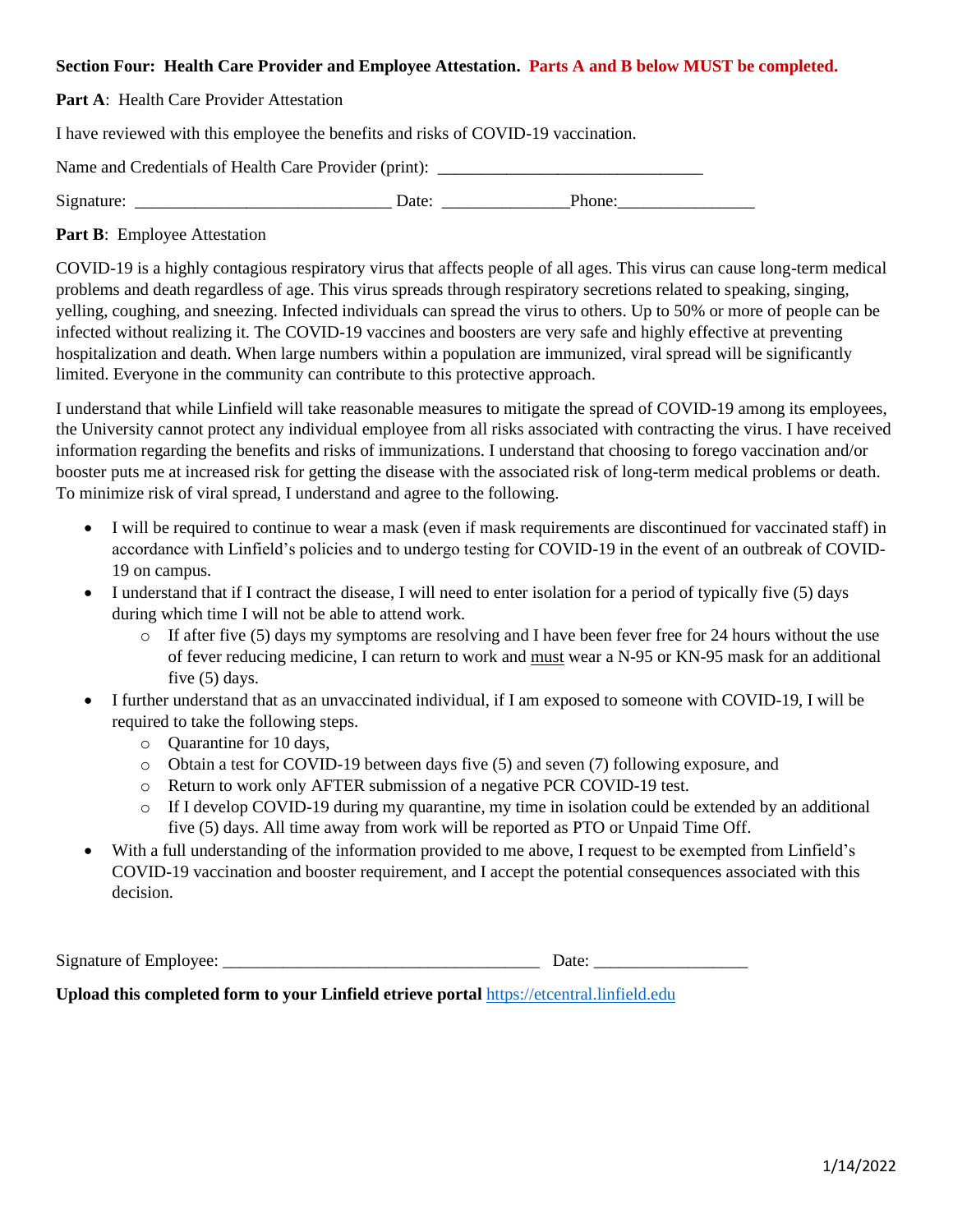**Section Four: Health Care Provider and Employee Attestation. Parts A and B below MUST be completed.**

**Part A**: Health Care Provider Attestation

I have reviewed with this employee the benefits and risks of COVID-19 vaccination.

Name and Credentials of Health Care Provider (print): ______________________________

Signature: ____________________________ Date: ______________Phone:_______________

**Part B**: Employee Attestation

COVID-19 is a highly contagious respiratory virus that affects people of all ages. This virus can cause long-term medical problems and death regardless of age. This virus spreads through respiratory secretions related to speaking, singing, yelling, coughing, and sneezing. Infected individuals can spread the virus to others. Up to 50% or more of people can be infected without realizing it. The COVID-19 vaccines and boosters are very safe and highly effective at preventing hospitalization and death. When large numbers within a population are immunized, viral spread will be significantly limited. Everyone in the community can contribute to this protective approach.

I understand that while Linfield will take reasonable measures to mitigate the spread of COVID-19 among its employees, the University cannot protect any individual employee from all risks associated with contracting the virus. I have received information regarding the benefits and risks of immunizations. I understand that choosing to forego vaccination and/or booster puts me at increased risk for getting the disease with the associated risk of long-term medical problems or death. To minimize risk of viral spread, I understand and agree to the following.

- I will be required to continue to wear a mask (even if mask requirements are discontinued for vaccinated staff) in accordance with Linfield's policies and to undergo testing for COVID-19 in the event of an outbreak of COVID-19 on campus.
- I understand that if I contract the disease, I will need to enter isolation for a period of typically five (5) days during which time I will not be able to attend work.
  - If after five (5) days my symptoms are resolving and I have been fever free for 24 hours without the use of fever reducing medicine, I can return to work and must wear a N-95 or KN-95 mask for an additional five (5) days.
- I further understand that as an unvaccinated individual, if I am exposed to someone with COVID-19, I will be required to take the following steps.
  - Quarantine for 10 days,
  - Obtain a test for COVID-19 between days five (5) and seven (7) following exposure, and
  - Return to work only AFTER submission of a negative PCR COVID-19 test.
  - If I develop COVID-19 during my quarantine, my time in isolation could be extended by an additional five (5) days. All time away from work will be reported as PTO or Unpaid Time Off.
- With a full understanding of the information provided to me above, I request to be exempted from Linfield's COVID-19 vaccination and booster requirement, and I accept the potential consequences associated with this decision.

Signature of Employee: ___________________________________ Date: _________________

**Upload this completed form to your Linfield etrieve portal** https://etcentral.linfield.edu

1/14/2022